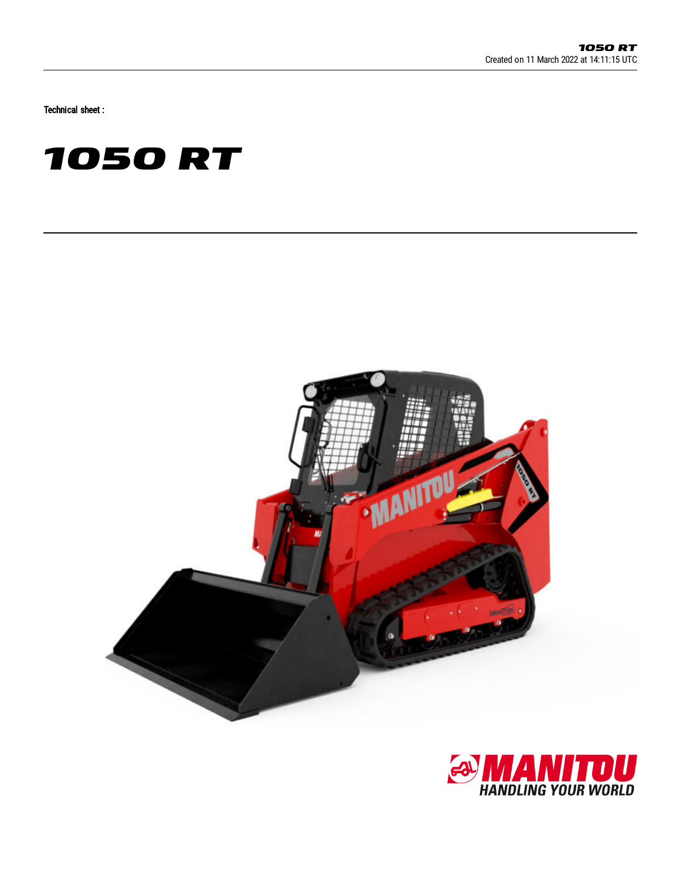Created on 11 March 2022 at 14:11:15 UTC

Technical sheet :

# 1050 RT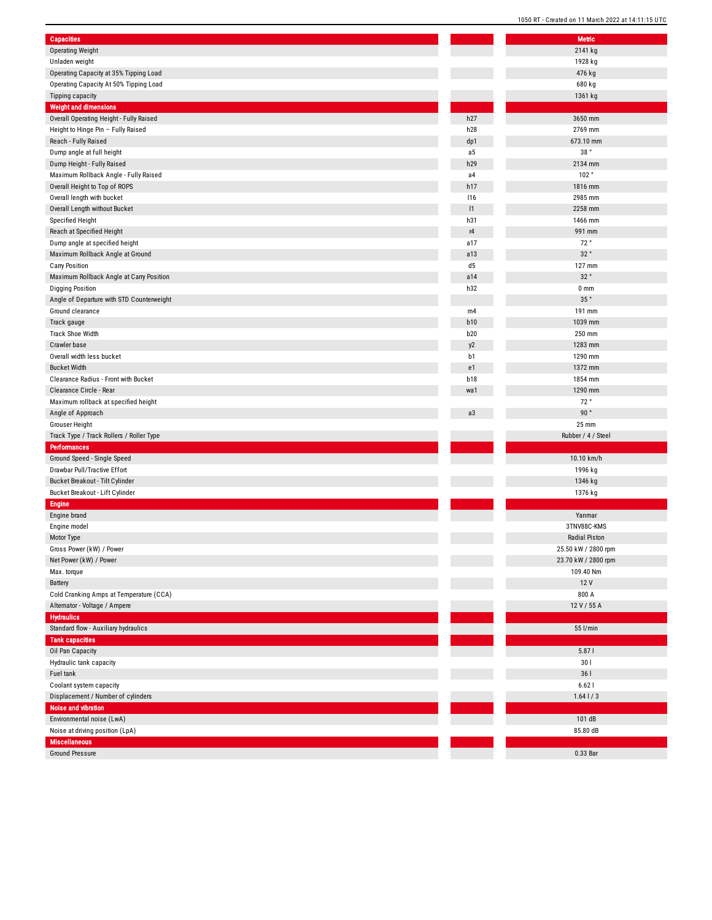| Capacities | | Metric |
|---|---|---|
| Operating Weight | | 2141 kg |
| Unladen weight | | 1928 kg |
| Operating Capacity at 35% Tipping Load | | 476 kg |
| Operating Capacity At 50% Tipping Load | | 680 kg |
| Tipping capacity | | 1361 kg |
| **Weight and dimensions** | | |
| Overall Operating Height - Fully Raised | h27 | 3650 mm |
| Height to Hinge Pin – Fully Raised | h28 | 2769 mm |
| Reach - Fully Raised | dp1 | 673.10 mm |
| Dump angle at full height | a5 | 38 ° |
| Dump Height - Fully Raised | h29 | 2134 mm |
| Maximum Rollback Angle - Fully Raised | a4 | 102 ° |
| Overall Height to Top of ROPS | h17 | 1816 mm |
| Overall length with bucket | l16 | 2985 mm |
| Overall Length without Bucket | l1 | 2258 mm |
| Specified Height | h31 | 1466 mm |
| Reach at Specified Height | r4 | 991 mm |
| Dump angle at specified height | a17 | 72 ° |
| Maximum Rollback Angle at Ground | a13 | 32 ° |
| Carry Position | d5 | 127 mm |
| Maximum Rollback Angle at Carry Position | a14 | 32 ° |
| Digging Position | h32 | 0 mm |
| Angle of Departure with STD Counterweight | | 35 ° |
| Ground clearance | m4 | 191 mm |
| Track gauge | b10 | 1039 mm |
| Track Shoe Width | b20 | 250 mm |
| Crawler base | y2 | 1283 mm |
| Overall width less bucket | b1 | 1290 mm |
| Bucket Width | e1 | 1372 mm |
| Clearance Radius - Front with Bucket | b18 | 1854 mm |
| Clearance Circle - Rear | wa1 | 1290 mm |
| Maximum rollback at specified height | | 72 ° |
| Angle of Approach | a3 | 90 ° |
| Grouser Height | | 25 mm |
| Track Type / Track Rollers / Roller Type | | Rubber / 4 / Steel |
| **Performances** | | |
| Ground Speed - Single Speed | | 10.10 km/h |
| Drawbar Pull/Tractive Effort | | 1996 kg |
| Bucket Breakout - Tilt Cylinder | | 1346 kg |
| Bucket Breakout - Lift Cylinder | | 1376 kg |
| **Engine** | | |
| Engine brand | | Yanmar |
| Engine model | | 3TNV88C-KMS |
| Motor Type | | Radial Piston |
| Gross Power (kW) / Power | | 25.50 kW / 2800 rpm |
| Net Power (kW) / Power | | 23.70 kW / 2800 rpm |
| Max. torque | | 109.40 Nm |
| Battery | | 12 V |
| Cold Cranking Amps at Temperature (CCA) | | 800 A |
| Alternator - Voltage / Ampere | | 12 V / 55 A |
| **Hydraulics** | | |
| Standard flow - Auxiliary hydraulics | | 55 l/min |
| **Tank capacities** | | |
| Oil Pan Capacity | | 5.87 l |
| Hydraulic tank capacity | | 30 l |
| Fuel tank | | 36 l |
| Coolant system capacity | | 6.62 l |
| Displacement / Number of cylinders | | 1.64 l / 3 |
| **Noise and vibration** | | |
| Environmental noise (LwA) | | 101 dB |
| Noise at driving position (LpA) | | 85.80 dB |
| **Miscellaneous** | | |
| Ground Pressure | | 0.33 Bar |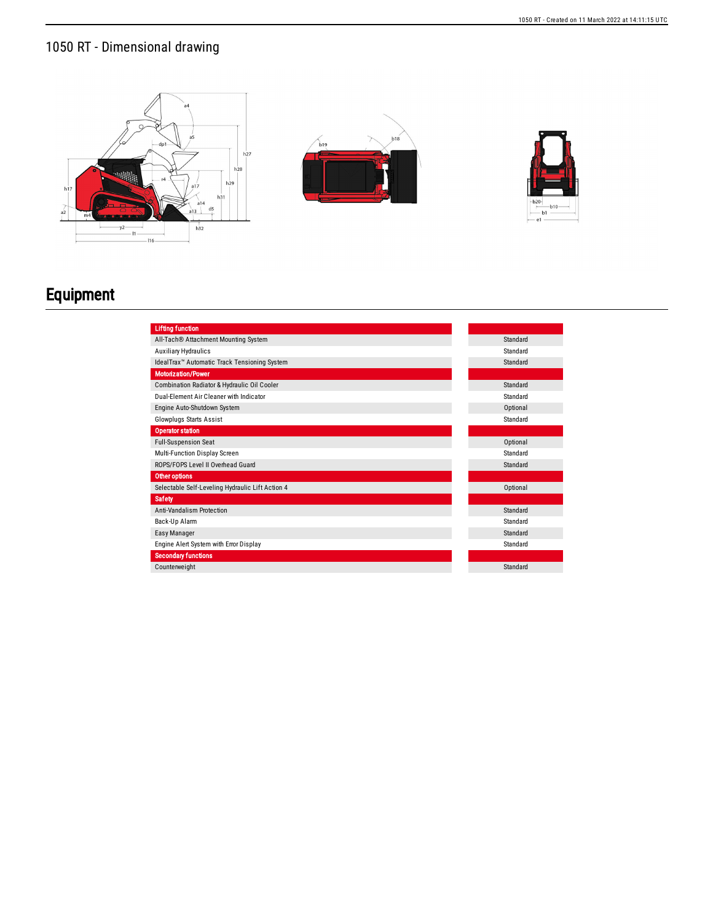# 1050 RT - Dimensional drawing

# Equipment

| Lifting function | |
|---|---|
| All-Tach® Attachment Mounting System | Standard |
| Auxiliary Hydraulics | Standard |
| IdealTrax™ Automatic Track Tensioning System | Standard |
| **Motorization/Power** | |
| Combination Radiator & Hydraulic Oil Cooler | Standard |
| Dual-Element Air Cleaner with Indicator | Standard |
| Engine Auto-Shutdown System | Optional |
| Glowplugs Starts Assist | Standard |
| **Operator station** | |
| Full-Suspension Seat | Optional |
| Multi-Function Display Screen | Standard |
| ROPS/FOPS Level II Overhead Guard | Standard |
| **Other options** | |
| Selectable Self-Leveling Hydraulic Lift Action 4 | Optional |
| **Safety** | |
| Anti-Vandalism Protection | Standard |
| Back-Up Alarm | Standard |
| Easy Manager | Standard |
| Engine Alert System with Error Display | Standard |
| **Secondary functions** | |
| Counterweight | Standard |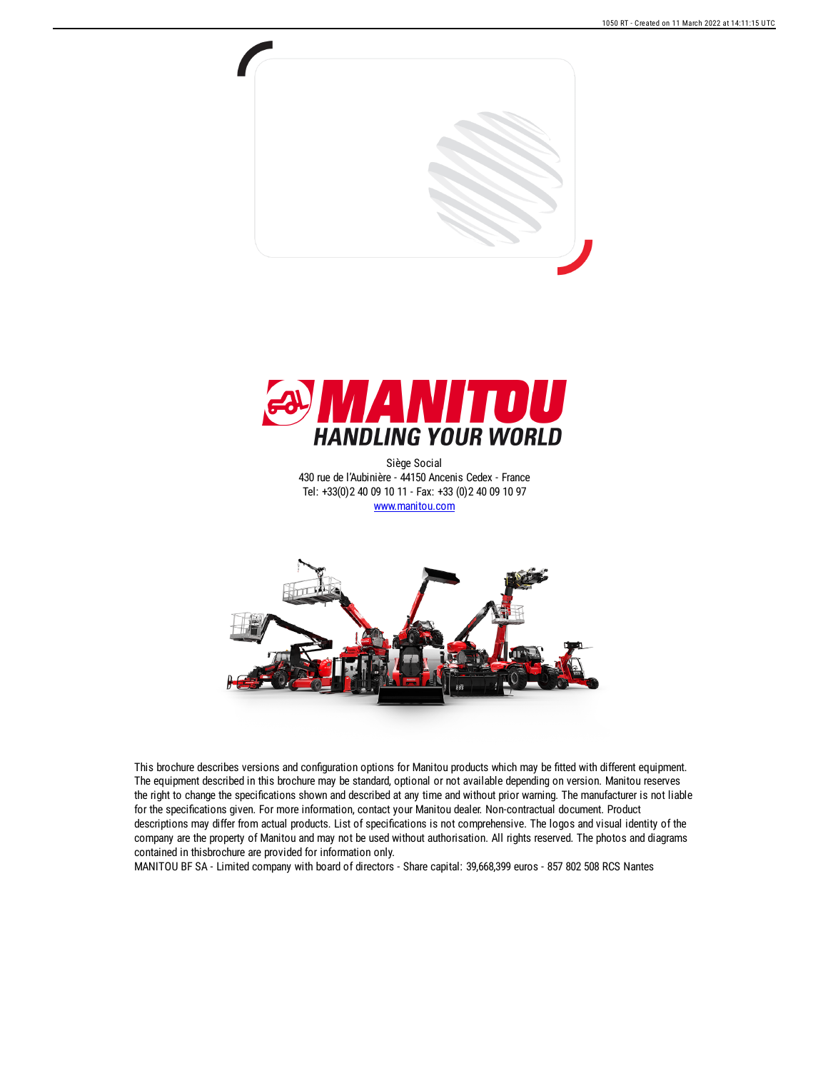MANITOU

HANDLING YOUR WORLD

Siège Social
430 rue de l'Aubinière - 44150 Ancenis Cedex - France
Tel: +33(0)2 40 09 10 11 - Fax: +33 (0)2 40 09 10 97
[www.manitou.com](http://www.manitou.com)

This brochure describes versions and configuration options for Manitou products which may be fitted with different equipment. The equipment described in this brochure may be standard, optional or not available depending on version. Manitou reserves the right to change the specifications shown and described at any time and without prior warning. The manufacturer is not liable for the specifications given. For more information, contact your Manitou dealer. Non-contractual document. Product descriptions may differ from actual products. List of specifications is not comprehensive. The logos and visual identity of the company are the property of Manitou and may not be used without authorisation. All rights reserved. The photos and diagrams contained in thisbrochure are provided for information only.
MANITOU BF SA - Limited company with board of directors - Share capital: 39,668,399 euros - 857 802 508 RCS Nantes